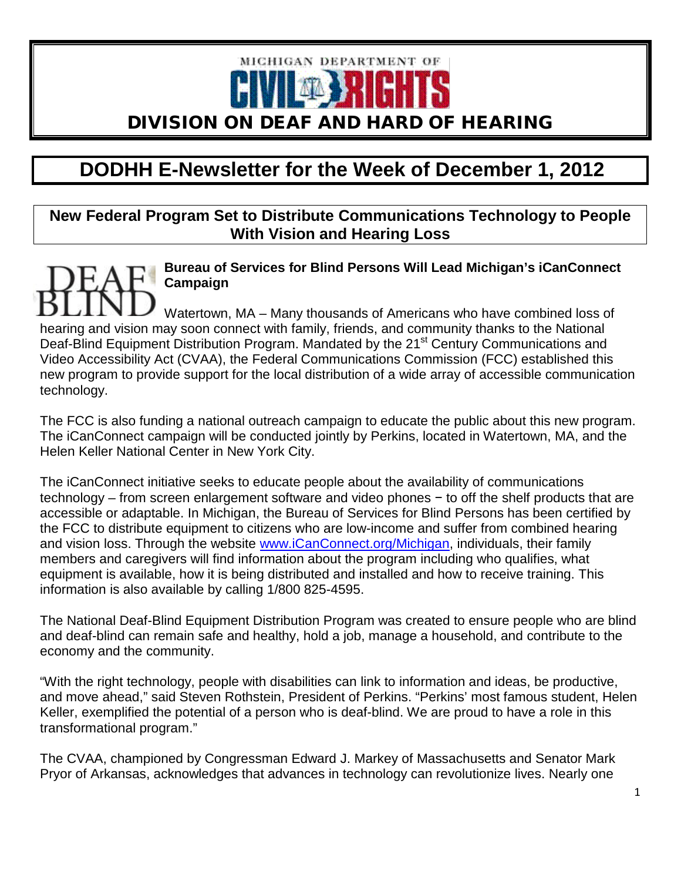MICHIGAN DEPARTMENT OF CIVIL RIGHTS

# DIVISION ON DEAF AND HARD OF HEARING

# DODHH E-Newsletter for the Week of December 1, 2012

## New Federal Program Set to Distribute Communications Technology to People With Vision and Hearing Loss

DEAF BLIND

**Bureau of Services for Blind Persons Will Lead Michigan's iCanConnect Campaign**

Watertown, MA – Many thousands of Americans who have combined loss of hearing and vision may soon connect with family, friends, and community thanks to the National Deaf-Blind Equipment Distribution Program. Mandated by the 21st Century Communications and Video Accessibility Act (CVAA), the Federal Communications Commission (FCC) established this new program to provide support for the local distribution of a wide array of accessible communication technology.

The FCC is also funding a national outreach campaign to educate the public about this new program. The iCanConnect campaign will be conducted jointly by Perkins, located in Watertown, MA, and the Helen Keller National Center in New York City.

The iCanConnect initiative seeks to educate people about the availability of communications technology – from screen enlargement software and video phones − to off the shelf products that are accessible or adaptable. In Michigan, the Bureau of Services for Blind Persons has been certified by the FCC to distribute equipment to citizens who are low-income and suffer from combined hearing and vision loss. Through the website [www.iCanConnect.org/Michigan](http://www.iCanConnect.org/Michigan), individuals, their family members and caregivers will find information about the program including who qualifies, what equipment is available, how it is being distributed and installed and how to receive training. This information is also available by calling 1/800 825-4595.

The National Deaf-Blind Equipment Distribution Program was created to ensure people who are blind and deaf-blind can remain safe and healthy, hold a job, manage a household, and contribute to the economy and the community.

"With the right technology, people with disabilities can link to information and ideas, be productive, and move ahead," said Steven Rothstein, President of Perkins. "Perkins' most famous student, Helen Keller, exemplified the potential of a person who is deaf-blind. We are proud to have a role in this transformational program."

The CVAA, championed by Congressman Edward J. Markey of Massachusetts and Senator Mark Pryor of Arkansas, acknowledges that advances in technology can revolutionize lives. Nearly one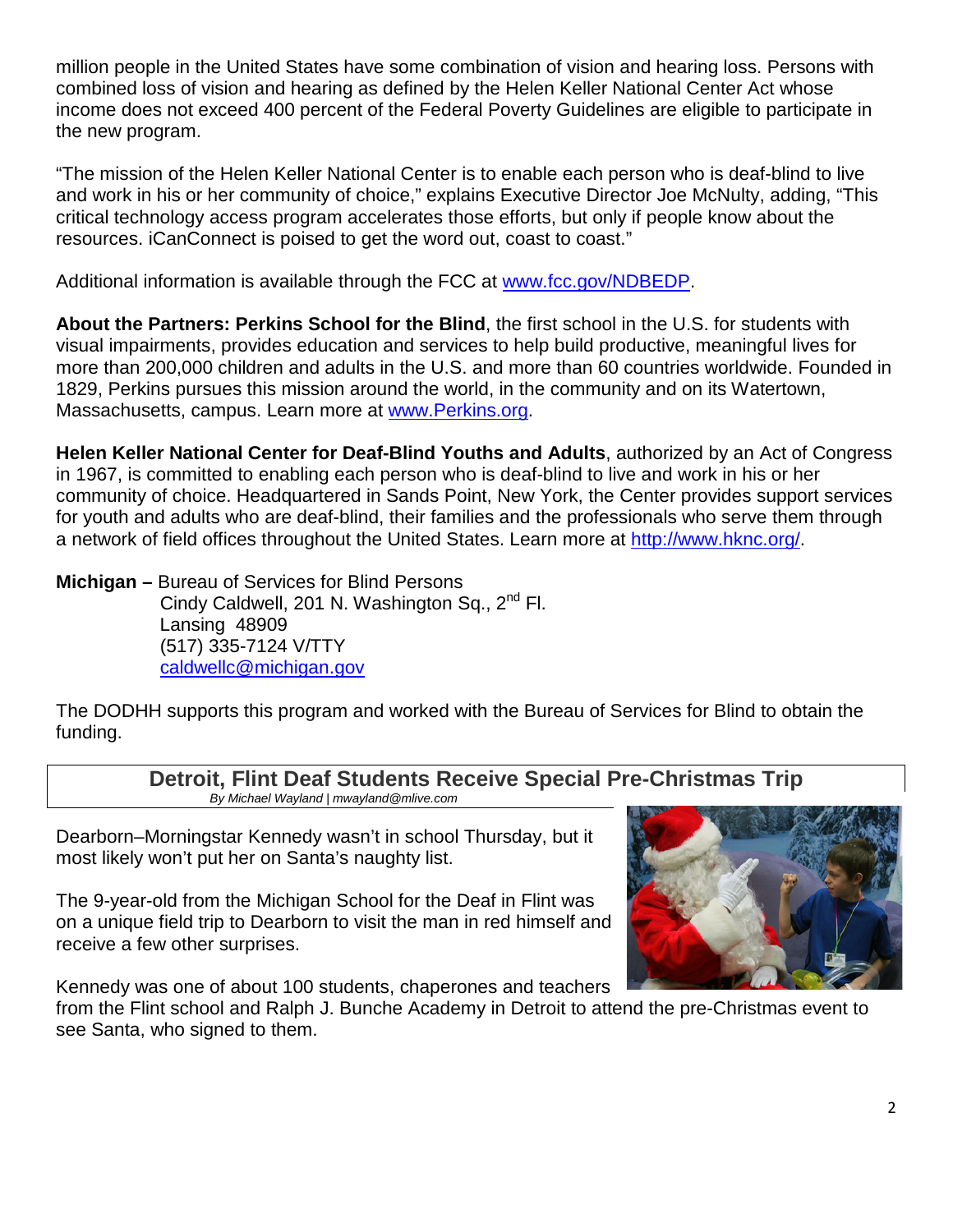million people in the United States have some combination of vision and hearing loss. Persons with combined loss of vision and hearing as defined by the Helen Keller National Center Act whose income does not exceed 400 percent of the Federal Poverty Guidelines are eligible to participate in the new program.

"The mission of the Helen Keller National Center is to enable each person who is deaf-blind to live and work in his or her community of choice," explains Executive Director Joe McNulty, adding, "This critical technology access program accelerates those efforts, but only if people know about the resources. iCanConnect is poised to get the word out, coast to coast."

Additional information is available through the FCC at [www.fcc.gov/NDBEDP](http://www.fcc.gov/NDBEDP).

**About the Partners: Perkins School for the Blind**, the first school in the U.S. for students with visual impairments, provides education and services to help build productive, meaningful lives for more than 200,000 children and adults in the U.S. and more than 60 countries worldwide. Founded in 1829, Perkins pursues this mission around the world, in the community and on its Watertown, Massachusetts, campus. Learn more at [www.Perkins.org](http://www.Perkins.org).

**Helen Keller National Center for Deaf-Blind Youths and Adults**, authorized by an Act of Congress in 1967, is committed to enabling each person who is deaf-blind to live and work in his or her community of choice. Headquartered in Sands Point, New York, the Center provides support services for youth and adults who are deaf-blind, their families and the professionals who serve them through a network of field offices throughout the United States. Learn more at [http://www.hknc.org/](http://www.hknc.org/).

**Michigan –** Bureau of Services for Blind Persons
Cindy Caldwell, 201 N. Washington Sq., 2nd Fl.
Lansing 48909
(517) 335-7124 V/TTY
[caldwellc@michigan.gov](mailto:caldwellc@michigan.gov)

The DODHH supports this program and worked with the Bureau of Services for Blind to obtain the funding.

## Detroit, Flint Deaf Students Receive Special Pre-Christmas Trip

*By Michael Wayland | mwayland@mlive.com*

Dearborn–Morningstar Kennedy wasn't in school Thursday, but it most likely won't put her on Santa's naughty list.

The 9-year-old from the Michigan School for the Deaf in Flint was on a unique field trip to Dearborn to visit the man in red himself and receive a few other surprises.

Kennedy was one of about 100 students, chaperones and teachers from the Flint school and Ralph J. Bunche Academy in Detroit to attend the pre-Christmas event to see Santa, who signed to them.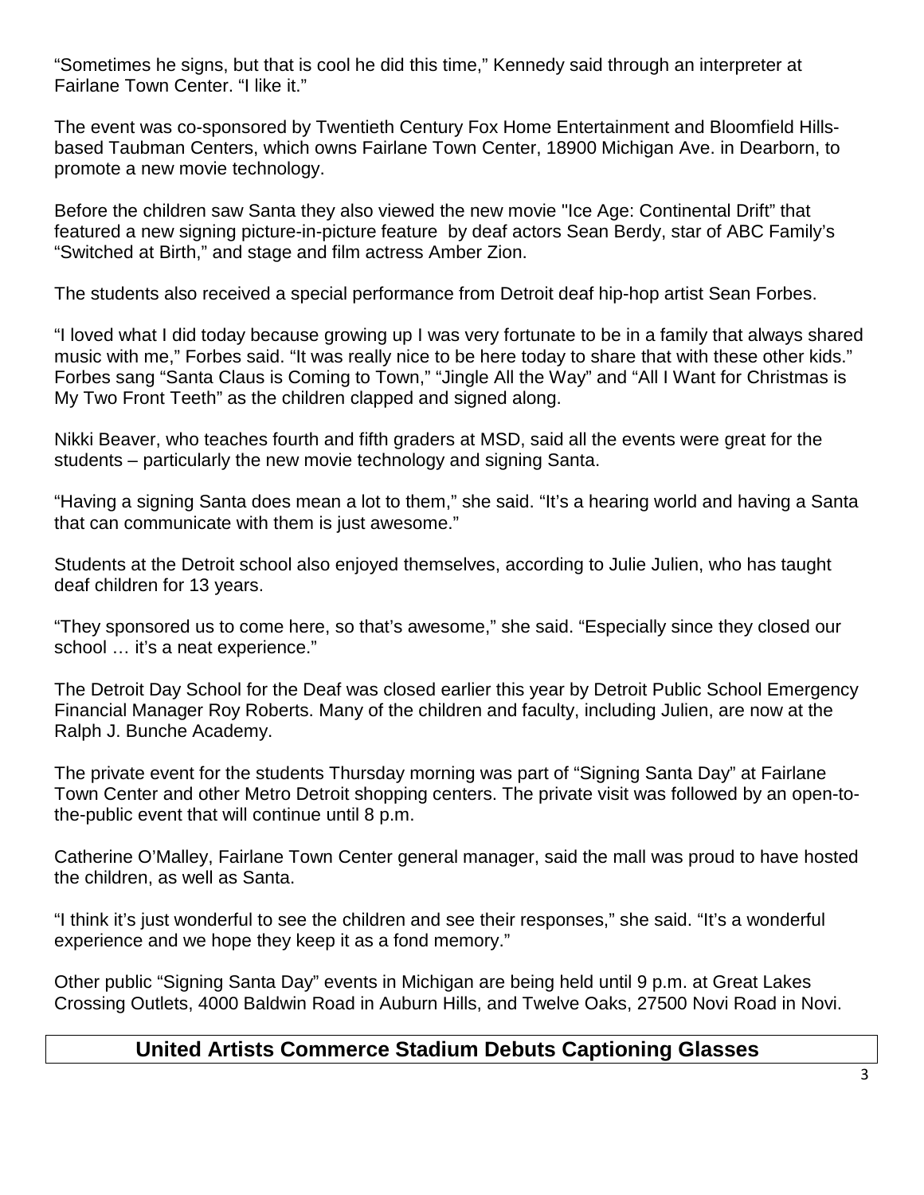"Sometimes he signs, but that is cool he did this time," Kennedy said through an interpreter at Fairlane Town Center. "I like it."

The event was co-sponsored by Twentieth Century Fox Home Entertainment and Bloomfield Hills-based Taubman Centers, which owns Fairlane Town Center, 18900 Michigan Ave. in Dearborn, to promote a new movie technology.

Before the children saw Santa they also viewed the new movie "Ice Age: Continental Drift" that featured a new signing picture-in-picture feature by deaf actors Sean Berdy, star of ABC Family's "Switched at Birth," and stage and film actress Amber Zion.

The students also received a special performance from Detroit deaf hip-hop artist Sean Forbes.

"I loved what I did today because growing up I was very fortunate to be in a family that always shared music with me," Forbes said. "It was really nice to be here today to share that with these other kids." Forbes sang "Santa Claus is Coming to Town," "Jingle All the Way" and "All I Want for Christmas is My Two Front Teeth" as the children clapped and signed along.

Nikki Beaver, who teaches fourth and fifth graders at MSD, said all the events were great for the students – particularly the new movie technology and signing Santa.

"Having a signing Santa does mean a lot to them," she said. "It's a hearing world and having a Santa that can communicate with them is just awesome."

Students at the Detroit school also enjoyed themselves, according to Julie Julien, who has taught deaf children for 13 years.

"They sponsored us to come here, so that's awesome," she said. "Especially since they closed our school … it's a neat experience."

The Detroit Day School for the Deaf was closed earlier this year by Detroit Public School Emergency Financial Manager Roy Roberts. Many of the children and faculty, including Julien, are now at the Ralph J. Bunche Academy.

The private event for the students Thursday morning was part of "Signing Santa Day" at Fairlane Town Center and other Metro Detroit shopping centers. The private visit was followed by an open-to-the-public event that will continue until 8 p.m.

Catherine O'Malley, Fairlane Town Center general manager, said the mall was proud to have hosted the children, as well as Santa.

"I think it's just wonderful to see the children and see their responses," she said. "It's a wonderful experience and we hope they keep it as a fond memory."

Other public "Signing Santa Day" events in Michigan are being held until 9 p.m. at Great Lakes Crossing Outlets, 4000 Baldwin Road in Auburn Hills, and Twelve Oaks, 27500 Novi Road in Novi.

## United Artists Commerce Stadium Debuts Captioning Glasses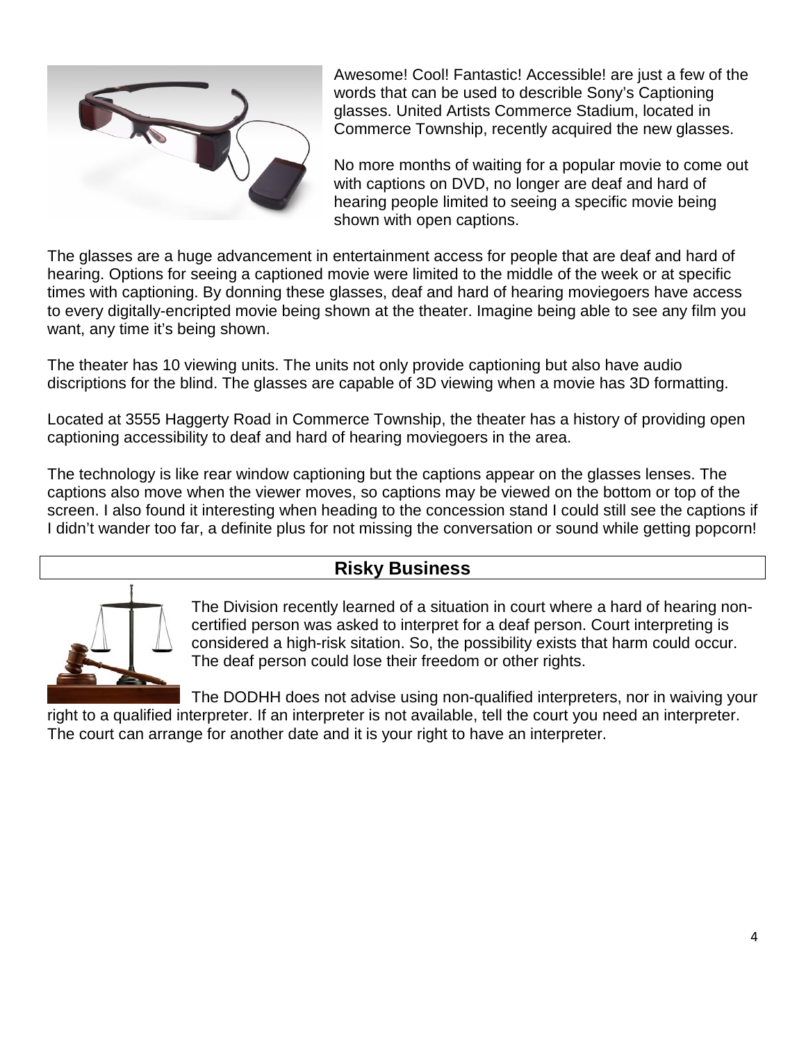Awesome! Cool! Fantastic! Accessible! are just a few of the words that can be used to describle Sony's Captioning glasses. United Artists Commerce Stadium, located in Commerce Township, recently acquired the new glasses.

No more months of waiting for a popular movie to come out with captions on DVD, no longer are deaf and hard of hearing people limited to seeing a specific movie being shown with open captions.

The glasses are a huge advancement in entertainment access for people that are deaf and hard of hearing. Options for seeing a captioned movie were limited to the middle of the week or at specific times with captioning. By donning these glasses, deaf and hard of hearing moviegoers have access to every digitally-encripted movie being shown at the theater. Imagine being able to see any film you want, any time it's being shown.

The theater has 10 viewing units. The units not only provide captioning but also have audio discriptions for the blind. The glasses are capable of 3D viewing when a movie has 3D formatting.

Located at 3555 Haggerty Road in Commerce Township, the theater has a history of providing open captioning accessibility to deaf and hard of hearing moviegoers in the area.

The technology is like rear window captioning but the captions appear on the glasses lenses. The captions also move when the viewer moves, so captions may be viewed on the bottom or top of the screen. I also found it interesting when heading to the concession stand I could still see the captions if I didn't wander too far, a definite plus for not missing the conversation or sound while getting popcorn!

## Risky Business

The Division recently learned of a situation in court where a hard of hearing non-certified person was asked to interpret for a deaf person. Court interpreting is considered a high-risk sitation. So, the possibility exists that harm could occur. The deaf person could lose their freedom or other rights.

The DODHH does not advise using non-qualified interpreters, nor in waiving your right to a qualified interpreter. If an interpreter is not available, tell the court you need an interpreter. The court can arrange for another date and it is your right to have an interpreter.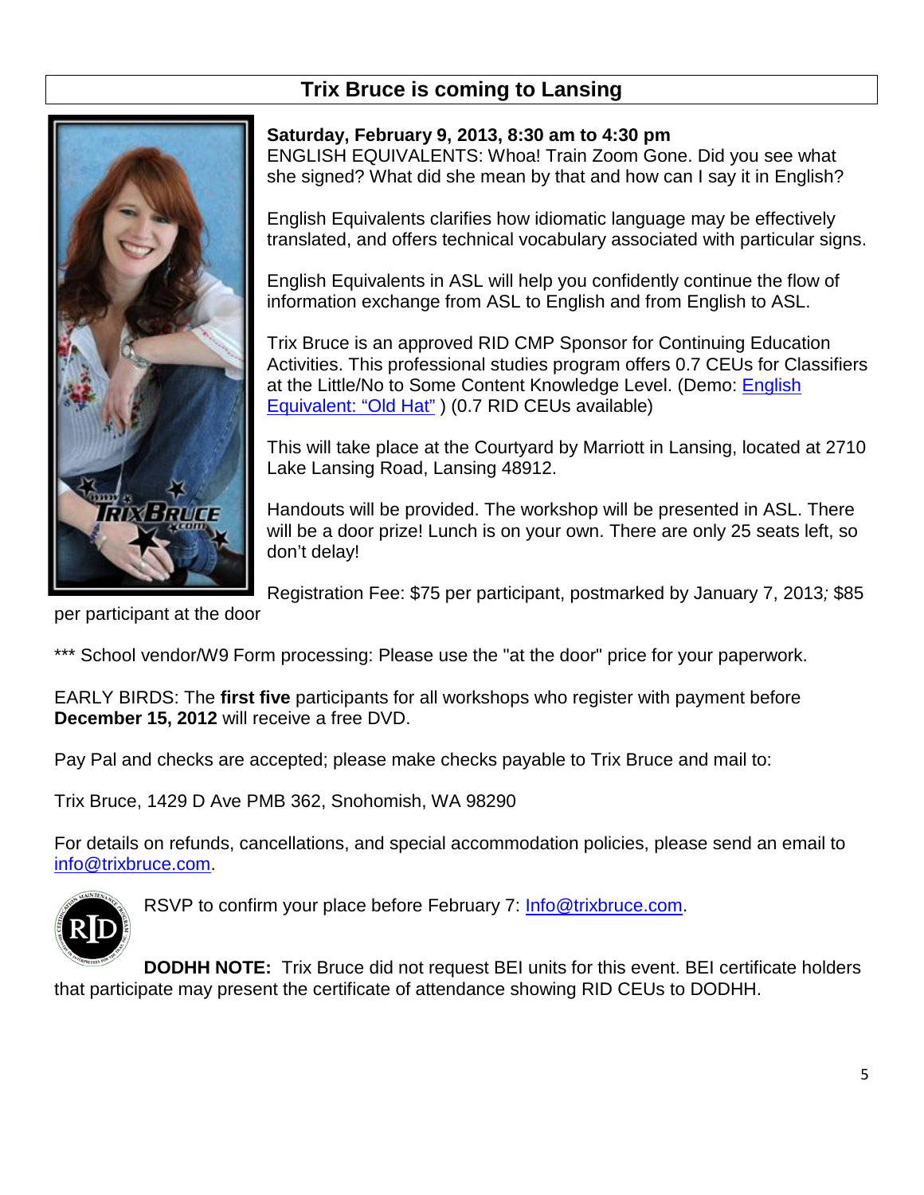## Trix Bruce is coming to Lansing

**Saturday, February 9, 2013, 8:30 am to 4:30 pm**
ENGLISH EQUIVALENTS: Whoa! Train Zoom Gone. Did you see what she signed? What did she mean by that and how can I say it in English?

English Equivalents clarifies how idiomatic language may be effectively translated, and offers technical vocabulary associated with particular signs.

English Equivalents in ASL will help you confidently continue the flow of information exchange from ASL to English and from English to ASL.

Trix Bruce is an approved RID CMP Sponsor for Continuing Education Activities. This professional studies program offers 0.7 CEUs for Classifiers at the Little/No to Some Content Knowledge Level. (Demo: English Equivalent: "Old Hat" ) (0.7 RID CEUs available)

This will take place at the Courtyard by Marriott in Lansing, located at 2710 Lake Lansing Road, Lansing 48912.

Handouts will be provided. The workshop will be presented in ASL. There will be a door prize! Lunch is on your own. There are only 25 seats left, so don't delay!

Registration Fee: $75 per participant, postmarked by January 7, 2013; $85 per participant at the door

*** School vendor/W9 Form processing: Please use the "at the door" price for your paperwork.

EARLY BIRDS: The **first five** participants for all workshops who register with payment before **December 15, 2012** will receive a free DVD.

Pay Pal and checks are accepted; please make checks payable to Trix Bruce and mail to:

Trix Bruce, 1429 D Ave PMB 362, Snohomish, WA 98290

For details on refunds, cancellations, and special accommodation policies, please send an email to info@trixbruce.com.

RSVP to confirm your place before February 7: Info@trixbruce.com.

**DODHH NOTE:** Trix Bruce did not request BEI units for this event. BEI certificate holders that participate may present the certificate of attendance showing RID CEUs to DODHH.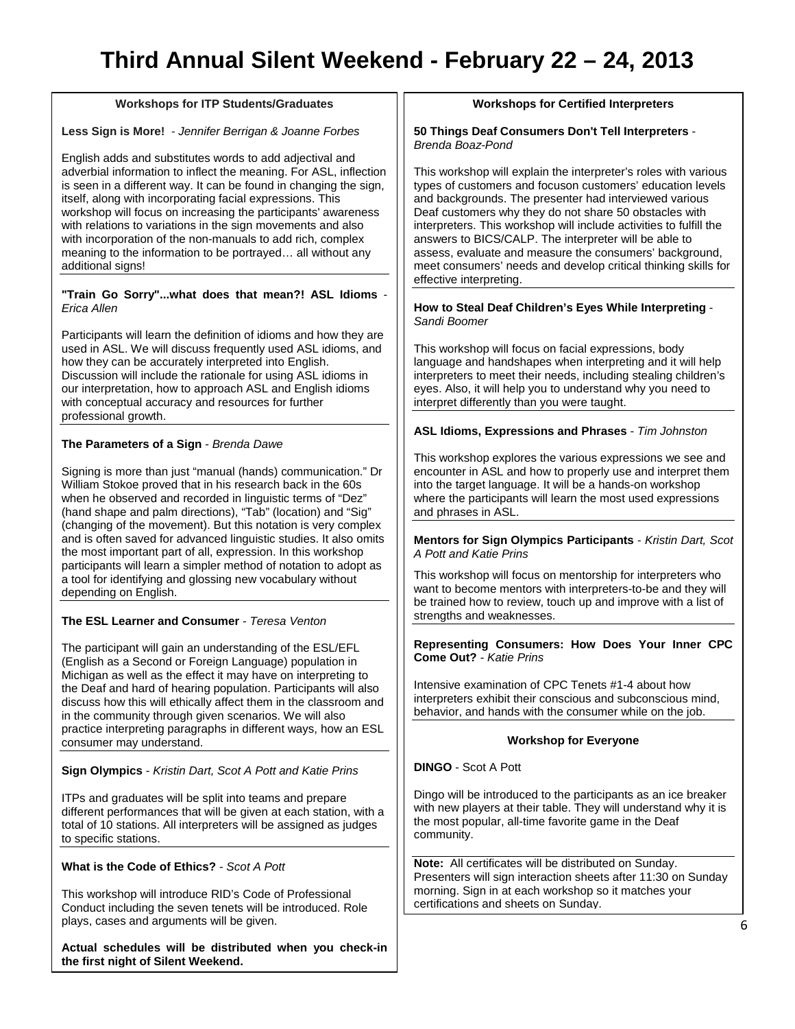# Third Annual Silent Weekend - February 22 – 24, 2013

## Workshops for ITP Students/Graduates

**Less Sign is More!** - *Jennifer Berrigan & Joanne Forbes*

English adds and substitutes words to add adjectival and adverbial information to inflect the meaning. For ASL, inflection is seen in a different way. It can be found in changing the sign, itself, along with incorporating facial expressions. This workshop will focus on increasing the participants' awareness with relations to variations in the sign movements and also with incorporation of the non-manuals to add rich, complex meaning to the information to be portrayed… all without any additional signs!

**"Train Go Sorry"...what does that mean?! ASL Idioms** - *Erica Allen*

Participants will learn the definition of idioms and how they are used in ASL. We will discuss frequently used ASL idioms, and how they can be accurately interpreted into English. Discussion will include the rationale for using ASL idioms in our interpretation, how to approach ASL and English idioms with conceptual accuracy and resources for further professional growth.

**The Parameters of a Sign** - *Brenda Dawe*

Signing is more than just "manual (hands) communication." Dr William Stokoe proved that in his research back in the 60s when he observed and recorded in linguistic terms of "Dez" (hand shape and palm directions), "Tab" (location) and "Sig" (changing of the movement). But this notation is very complex and is often saved for advanced linguistic studies. It also omits the most important part of all, expression. In this workshop participants will learn a simpler method of notation to adopt as a tool for identifying and glossing new vocabulary without depending on English.

**The ESL Learner and Consumer** - *Teresa Venton*

The participant will gain an understanding of the ESL/EFL (English as a Second or Foreign Language) population in Michigan as well as the effect it may have on interpreting to the Deaf and hard of hearing population. Participants will also discuss how this will ethically affect them in the classroom and in the community through given scenarios. We will also practice interpreting paragraphs in different ways, how an ESL consumer may understand.

**Sign Olympics** - *Kristin Dart, Scot A Pott and Katie Prins*

ITPs and graduates will be split into teams and prepare different performances that will be given at each station, with a total of 10 stations. All interpreters will be assigned as judges to specific stations.

**What is the Code of Ethics?** - *Scot A Pott*

This workshop will introduce RID's Code of Professional Conduct including the seven tenets will be introduced. Role plays, cases and arguments will be given.

**Actual schedules will be distributed when you check-in the first night of Silent Weekend.**

## Workshops for Certified Interpreters

**50 Things Deaf Consumers Don't Tell Interpreters** - *Brenda Boaz-Pond*

This workshop will explain the interpreter's roles with various types of customers and focuson customers' education levels and backgrounds. The presenter had interviewed various Deaf customers why they do not share 50 obstacles with interpreters. This workshop will include activities to fulfill the answers to BICS/CALP. The interpreter will be able to assess, evaluate and measure the consumers' background, meet consumers' needs and develop critical thinking skills for effective interpreting.

**How to Steal Deaf Children's Eyes While Interpreting** - *Sandi Boomer*

This workshop will focus on facial expressions, body language and handshapes when interpreting and it will help interpreters to meet their needs, including stealing children's eyes. Also, it will help you to understand why you need to interpret differently than you were taught.

**ASL Idioms, Expressions and Phrases** - *Tim Johnston*

This workshop explores the various expressions we see and encounter in ASL and how to properly use and interpret them into the target language. It will be a hands-on workshop where the participants will learn the most used expressions and phrases in ASL.

**Mentors for Sign Olympics Participants** - *Kristin Dart, Scot A Pott and Katie Prins*

This workshop will focus on mentorship for interpreters who want to become mentors with interpreters-to-be and they will be trained how to review, touch up and improve with a list of strengths and weaknesses.

**Representing Consumers: How Does Your Inner CPC Come Out?** - *Katie Prins*

Intensive examination of CPC Tenets #1-4 about how interpreters exhibit their conscious and subconscious mind, behavior, and hands with the consumer while on the job.

## Workshop for Everyone

**DINGO** - Scot A Pott

Dingo will be introduced to the participants as an ice breaker with new players at their table. They will understand why it is the most popular, all-time favorite game in the Deaf community.

**Note:** All certificates will be distributed on Sunday. Presenters will sign interaction sheets after 11:30 on Sunday morning. Sign in at each workshop so it matches your certifications and sheets on Sunday.